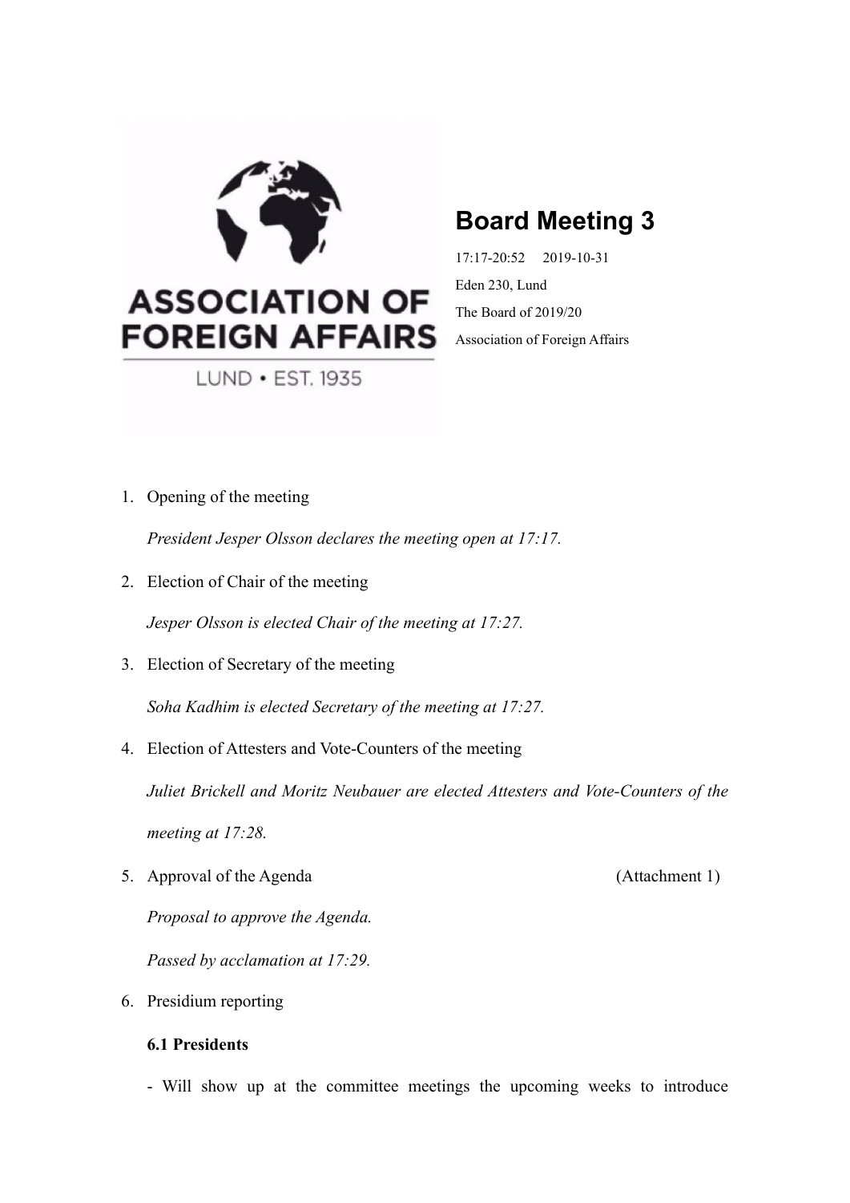# Board Meeting 3

17:17-20:52 2019-10-31

Eden 230, Lund

The Board of 2019/20

Association of Foreign Affairs

1. Opening of the meeting

   *President Jesper Olsson declares the meeting open at 17:17.*

2. Election of Chair of the meeting

   *Jesper Olsson is elected Chair of the meeting at 17:27.*

3. Election of Secretary of the meeting

   *Soha Kadhim is elected Secretary of the meeting at 17:27.*

4. Election of Attesters and Vote-Counters of the meeting

   *Juliet Brickell and Moritz Neubauer are elected Attesters and Vote-Counters of the meeting at 17:28.*

5. Approval of the Agenda (Attachment 1)

   *Proposal to approve the Agenda.*

   *Passed by acclamation at 17:29.*

6. Presidium reporting

   **6.1 Presidents**

   - Will show up at the committee meetings the upcoming weeks to introduce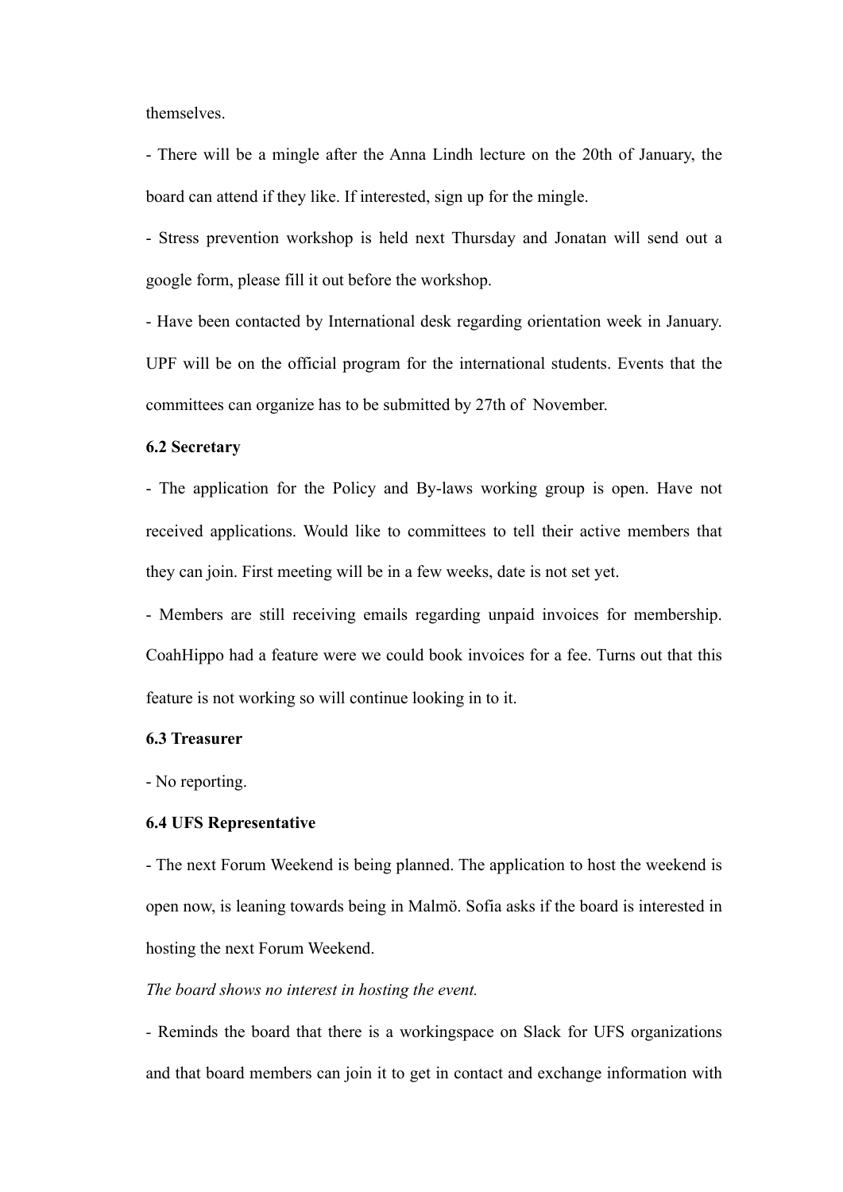themselves.

- There will be a mingle after the Anna Lindh lecture on the 20th of January, the board can attend if they like. If interested, sign up for the mingle.
- Stress prevention workshop is held next Thursday and Jonatan will send out a google form, please fill it out before the workshop.
- Have been contacted by International desk regarding orientation week in January. UPF will be on the official program for the international students. Events that the committees can organize has to be submitted by 27th of November.

**6.2 Secretary**

- The application for the Policy and By-laws working group is open. Have not received applications. Would like to committees to tell their active members that they can join. First meeting will be in a few weeks, date is not set yet.
- Members are still receiving emails regarding unpaid invoices for membership. CoahHippo had a feature were we could book invoices for a fee. Turns out that this feature is not working so will continue looking in to it.

**6.3 Treasurer**

- No reporting.

**6.4 UFS Representative**

- The next Forum Weekend is being planned. The application to host the weekend is open now, is leaning towards being in Malmö. Sofia asks if the board is interested in hosting the next Forum Weekend.

*The board shows no interest in hosting the event.*

- Reminds the board that there is a workingspace on Slack for UFS organizations and that board members can join it to get in contact and exchange information with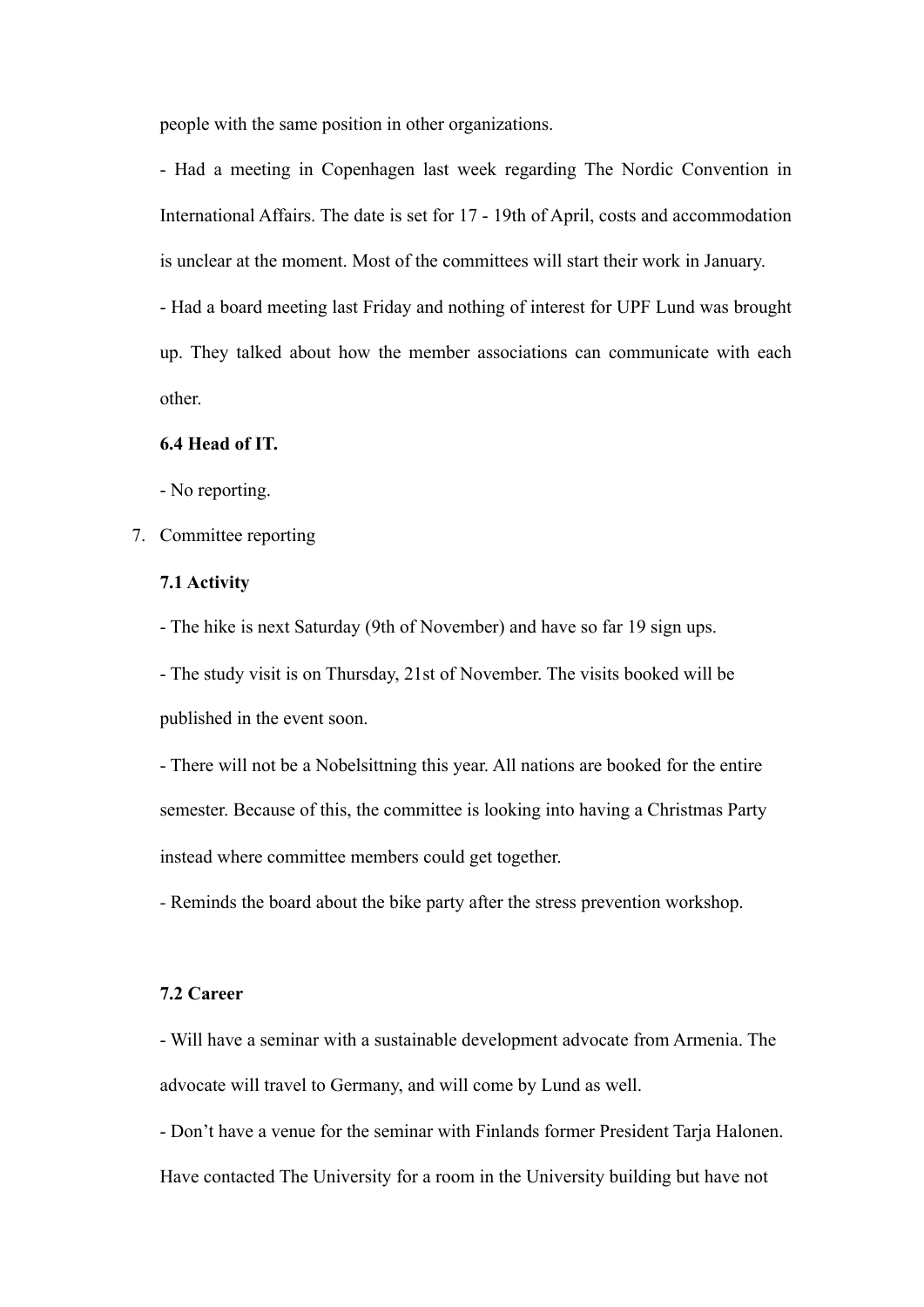people with the same position in other organizations.

- Had a meeting in Copenhagen last week regarding The Nordic Convention in International Affairs. The date is set for 17 - 19th of April, costs and accommodation is unclear at the moment. Most of the committees will start their work in January.
- Had a board meeting last Friday and nothing of interest for UPF Lund was brought up. They talked about how the member associations can communicate with each other.

**6.4 Head of IT.**

- No reporting.

7. Committee reporting

**7.1 Activity**

- The hike is next Saturday (9th of November) and have so far 19 sign ups.
- The study visit is on Thursday, 21st of November. The visits booked will be published in the event soon.
- There will not be a Nobelsittning this year. All nations are booked for the entire semester. Because of this, the committee is looking into having a Christmas Party instead where committee members could get together.
- Reminds the board about the bike party after the stress prevention workshop.

**7.2 Career**

- Will have a seminar with a sustainable development advocate from Armenia. The advocate will travel to Germany, and will come by Lund as well.
- Don't have a venue for the seminar with Finlands former President Tarja Halonen. Have contacted The University for a room in the University building but have not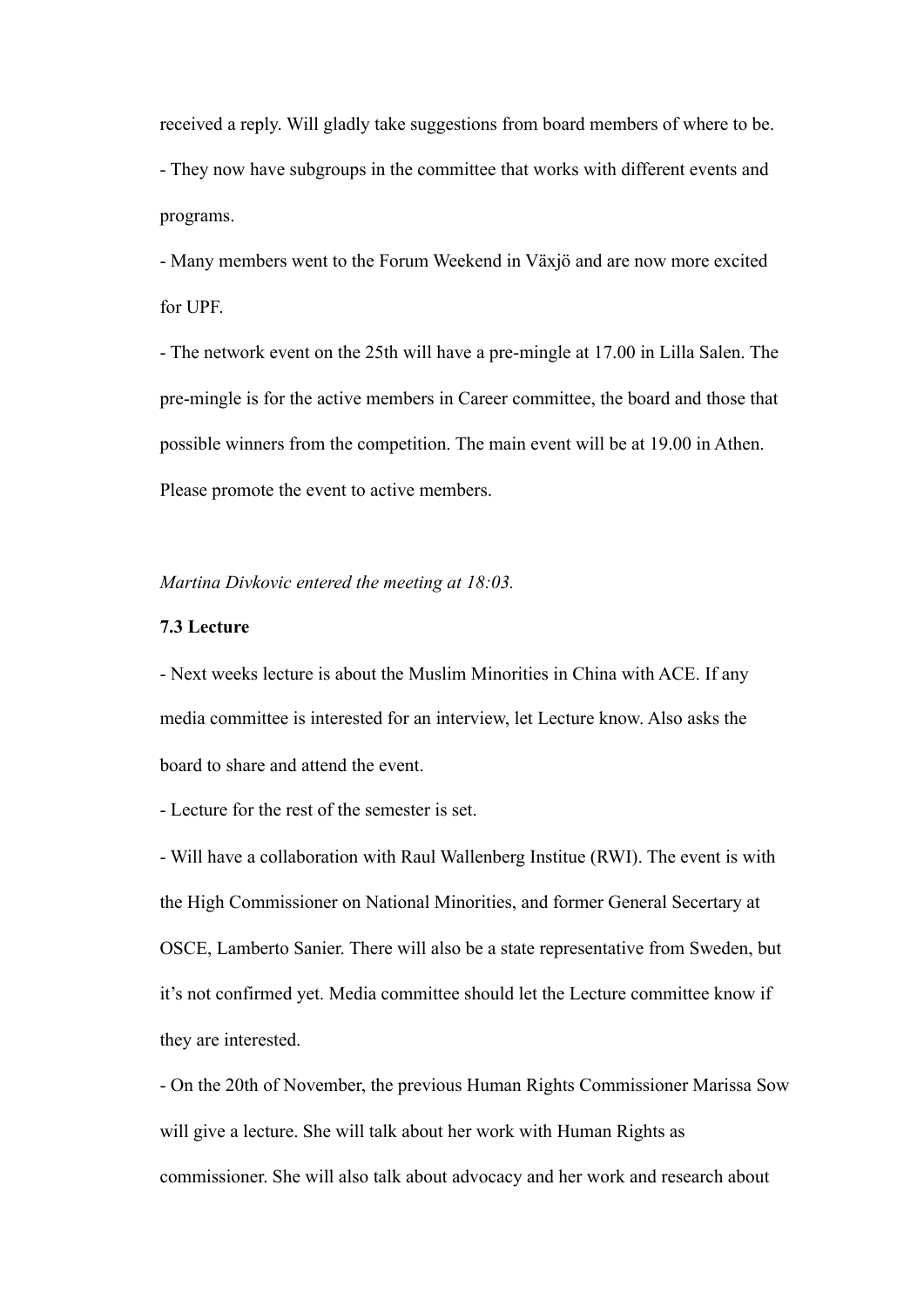received a reply. Will gladly take suggestions from board members of where to be.

- They now have subgroups in the committee that works with different events and programs.
- Many members went to the Forum Weekend in Växjö and are now more excited for UPF.
- The network event on the 25th will have a pre-mingle at 17.00 in Lilla Salen. The pre-mingle is for the active members in Career committee, the board and those that possible winners from the competition. The main event will be at 19.00 in Athen. Please promote the event to active members.

*Martina Divkovic entered the meeting at 18:03.*

**7.3 Lecture**

- Next weeks lecture is about the Muslim Minorities in China with ACE. If any media committee is interested for an interview, let Lecture know. Also asks the board to share and attend the event.
- Lecture for the rest of the semester is set.
- Will have a collaboration with Raul Wallenberg Institue (RWI). The event is with the High Commissioner on National Minorities, and former General Secertary at OSCE, Lamberto Sanier. There will also be a state representative from Sweden, but it's not confirmed yet. Media committee should let the Lecture committee know if they are interested.
- On the 20th of November, the previous Human Rights Commissioner Marissa Sow will give a lecture. She will talk about her work with Human Rights as commissioner. She will also talk about advocacy and her work and research about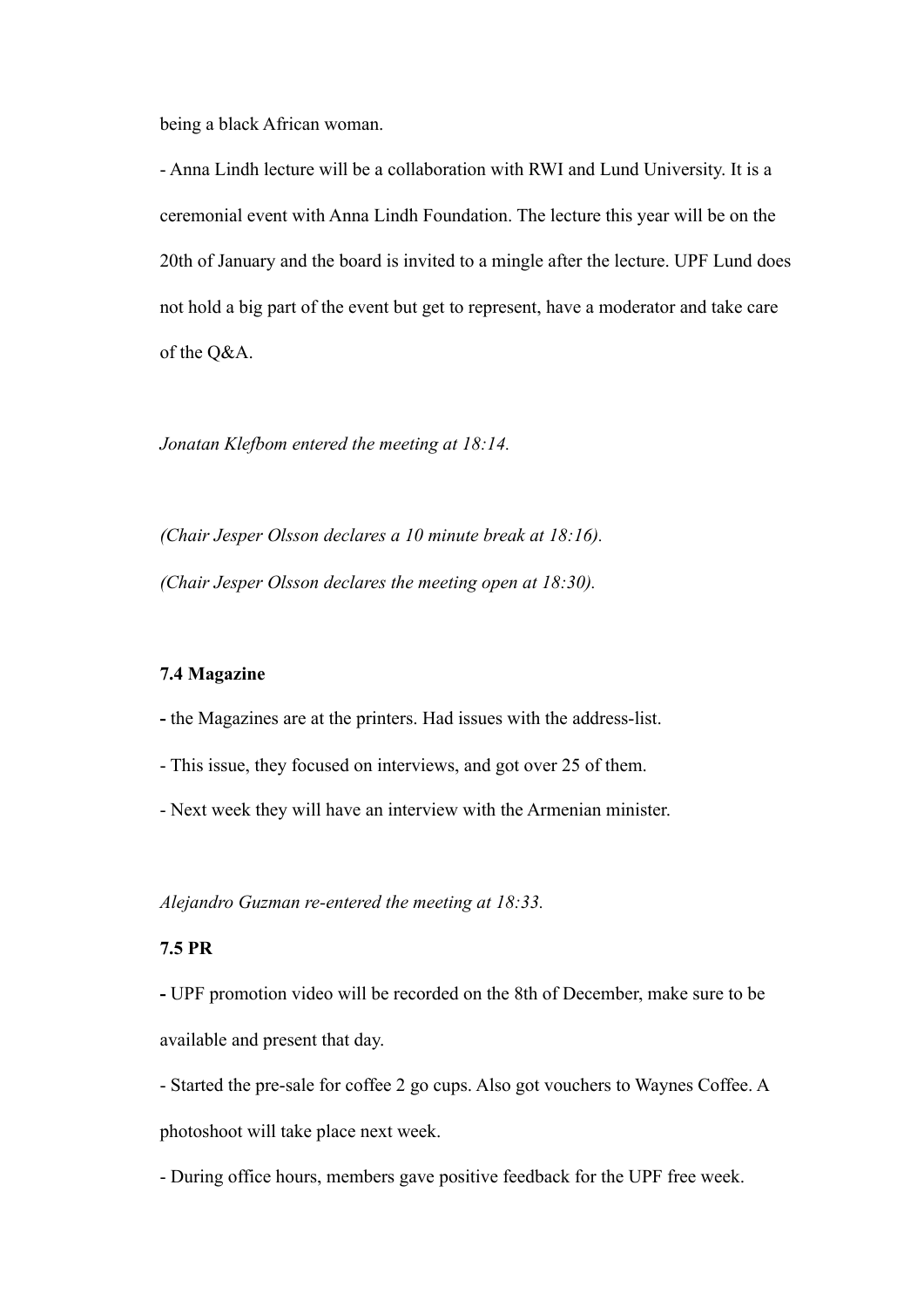being a black African woman.

- Anna Lindh lecture will be a collaboration with RWI and Lund University. It is a ceremonial event with Anna Lindh Foundation. The lecture this year will be on the 20th of January and the board is invited to a mingle after the lecture. UPF Lund does not hold a big part of the event but get to represent, have a moderator and take care of the Q&A.

*Jonatan Klefbom entered the meeting at 18:14.*

*(Chair Jesper Olsson declares a 10 minute break at 18:16).*

*(Chair Jesper Olsson declares the meeting open at 18:30).*

**7.4 Magazine**

- the Magazines are at the printers. Had issues with the address-list.
- This issue, they focused on interviews, and got over 25 of them.
- Next week they will have an interview with the Armenian minister.

*Alejandro Guzman re-entered the meeting at 18:33.*

**7.5 PR**

- UPF promotion video will be recorded on the 8th of December, make sure to be available and present that day.
- Started the pre-sale for coffee 2 go cups. Also got vouchers to Waynes Coffee. A photoshoot will take place next week.
- During office hours, members gave positive feedback for the UPF free week.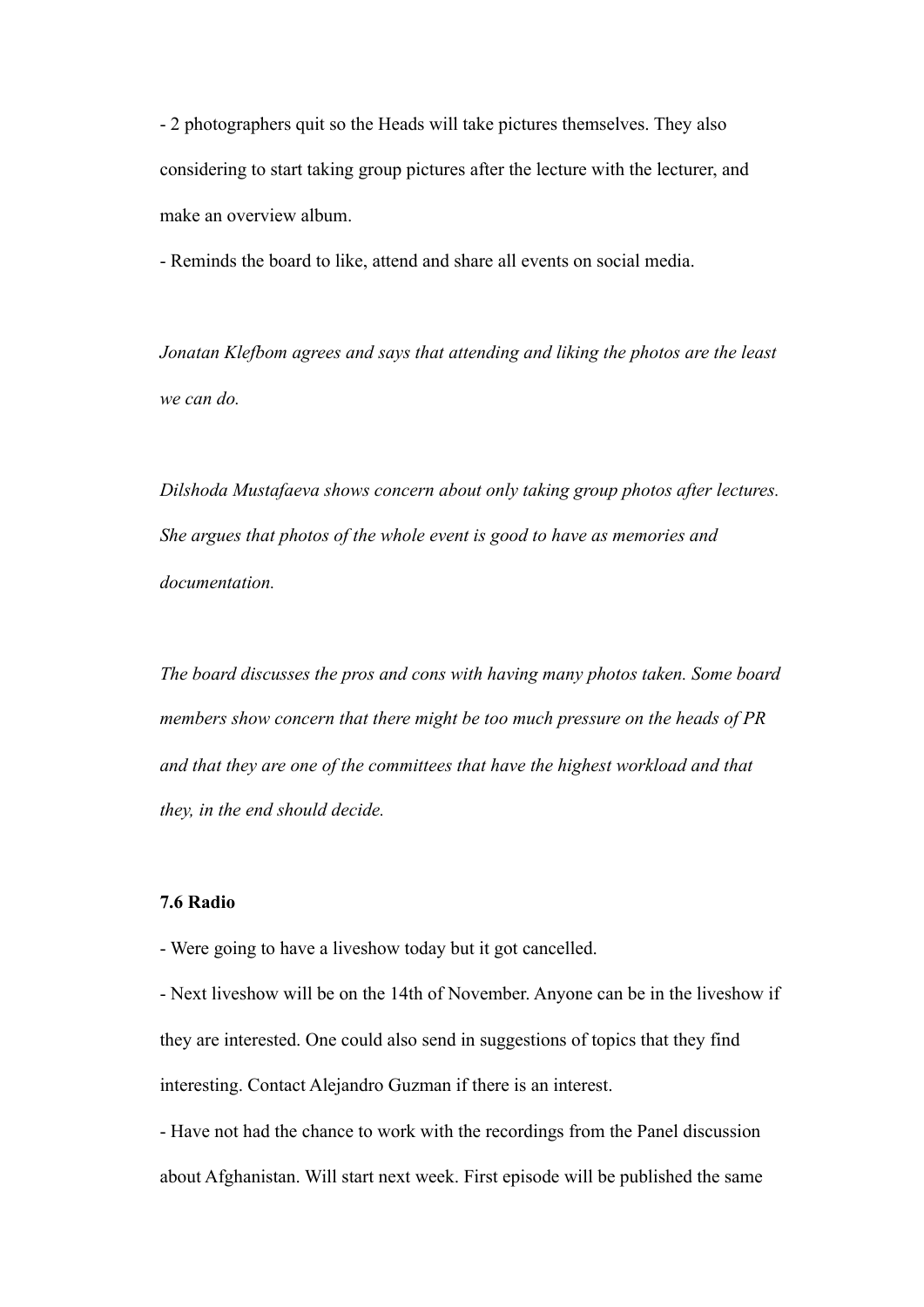- 2 photographers quit so the Heads will take pictures themselves. They also considering to start taking group pictures after the lecture with the lecturer, and make an overview album.
- Reminds the board to like, attend and share all events on social media.

*Jonatan Klefbom agrees and says that attending and liking the photos are the least we can do.*

*Dilshoda Mustafaeva shows concern about only taking group photos after lectures. She argues that photos of the whole event is good to have as memories and documentation.*

*The board discusses the pros and cons with having many photos taken. Some board members show concern that there might be too much pressure on the heads of PR and that they are one of the committees that have the highest workload and that they, in the end should decide.*

**7.6 Radio**

- Were going to have a liveshow today but it got cancelled.
- Next liveshow will be on the 14th of November. Anyone can be in the liveshow if they are interested. One could also send in suggestions of topics that they find interesting. Contact Alejandro Guzman if there is an interest.
- Have not had the chance to work with the recordings from the Panel discussion about Afghanistan. Will start next week. First episode will be published the same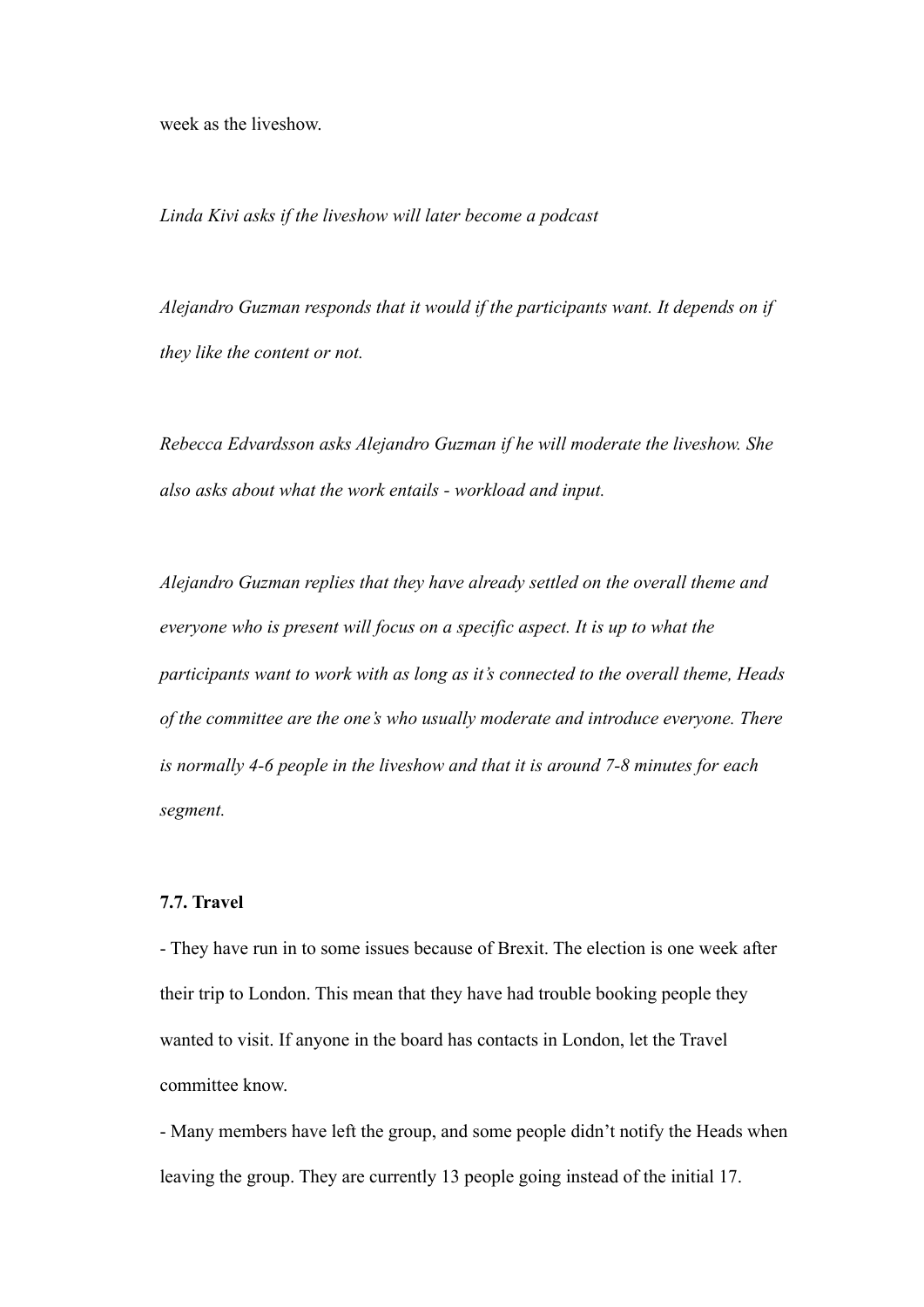week as the liveshow.

*Linda Kivi asks if the liveshow will later become a podcast*

*Alejandro Guzman responds that it would if the participants want. It depends on if they like the content or not.*

*Rebecca Edvardsson asks Alejandro Guzman if he will moderate the liveshow. She also asks about what the work entails - workload and input.*

*Alejandro Guzman replies that they have already settled on the overall theme and everyone who is present will focus on a specific aspect. It is up to what the participants want to work with as long as it's connected to the overall theme, Heads of the committee are the one's who usually moderate and introduce everyone. There is normally 4-6 people in the liveshow and that it is around 7-8 minutes for each segment.*

**7.7. Travel**

- They have run in to some issues because of Brexit. The election is one week after their trip to London. This mean that they have had trouble booking people they wanted to visit. If anyone in the board has contacts in London, let the Travel committee know.
- Many members have left the group, and some people didn't notify the Heads when leaving the group. They are currently 13 people going instead of the initial 17.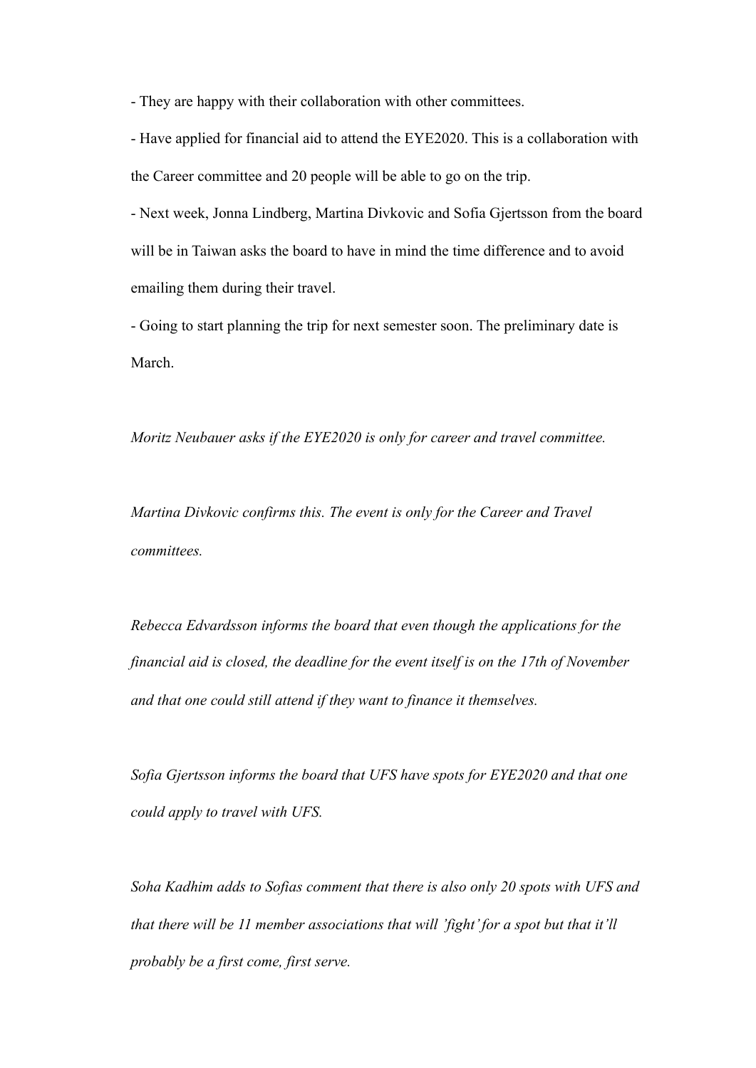- They are happy with their collaboration with other committees.
- Have applied for financial aid to attend the EYE2020. This is a collaboration with the Career committee and 20 people will be able to go on the trip.
- Next week, Jonna Lindberg, Martina Divkovic and Sofia Gjertsson from the board will be in Taiwan asks the board to have in mind the time difference and to avoid emailing them during their travel.
- Going to start planning the trip for next semester soon. The preliminary date is March.

*Moritz Neubauer asks if the EYE2020 is only for career and travel committee.*

*Martina Divkovic confirms this. The event is only for the Career and Travel committees.*

*Rebecca Edvardsson informs the board that even though the applications for the financial aid is closed, the deadline for the event itself is on the 17th of November and that one could still attend if they want to finance it themselves.*

*Sofia Gjertsson informs the board that UFS have spots for EYE2020 and that one could apply to travel with UFS.*

*Soha Kadhim adds to Sofias comment that there is also only 20 spots with UFS and that there will be 11 member associations that will 'fight' for a spot but that it'll probably be a first come, first serve.*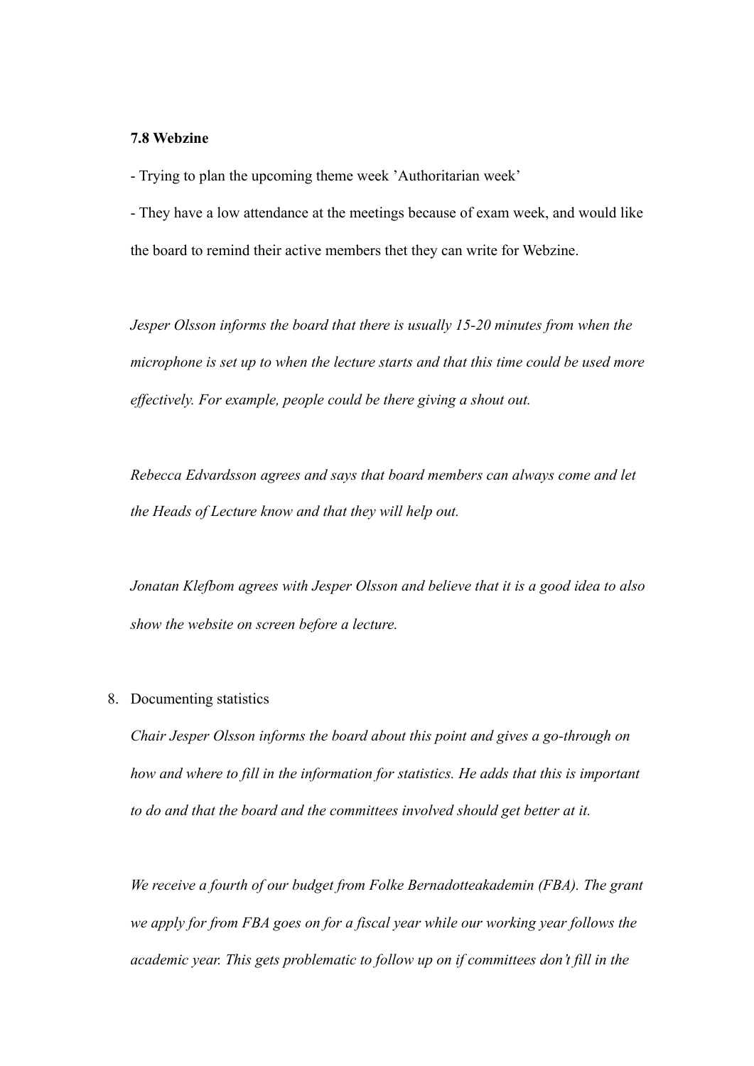**7.8 Webzine**

- Trying to plan the upcoming theme week 'Authoritarian week'
- They have a low attendance at the meetings because of exam week, and would like the board to remind their active members thet they can write for Webzine.

*Jesper Olsson informs the board that there is usually 15-20 minutes from when the microphone is set up to when the lecture starts and that this time could be used more effectively. For example, people could be there giving a shout out.*

*Rebecca Edvardsson agrees and says that board members can always come and let the Heads of Lecture know and that they will help out.*

*Jonatan Klefbom agrees with Jesper Olsson and believe that it is a good idea to also show the website on screen before a lecture.*

8. Documenting statistics

*Chair Jesper Olsson informs the board about this point and gives a go-through on how and where to fill in the information for statistics. He adds that this is important to do and that the board and the committees involved should get better at it.*

*We receive a fourth of our budget from Folke Bernadotteakademin (FBA). The grant we apply for from FBA goes on for a fiscal year while our working year follows the academic year. This gets problematic to follow up on if committees don't fill in the*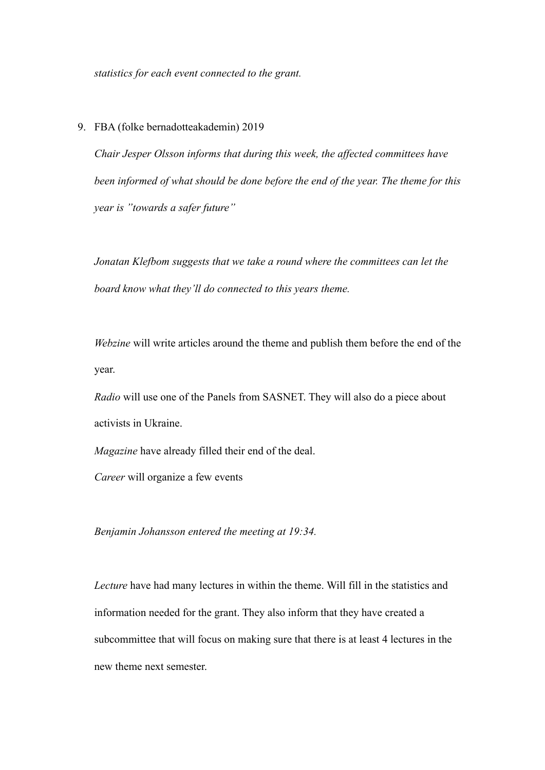*statistics for each event connected to the grant.*

9. FBA (folke bernadotteakademin) 2019

   *Chair Jesper Olsson informs that during this week, the affected committees have been informed of what should be done before the end of the year. The theme for this year is "towards a safer future"*

   *Jonatan Klefbom suggests that we take a round where the committees can let the board know what they'll do connected to this years theme.*

   *Webzine* will write articles around the theme and publish them before the end of the year.
   *Radio* will use one of the Panels from SASNET. They will also do a piece about activists in Ukraine.
   *Magazine* have already filled their end of the deal.
   *Career* will organize a few events

   *Benjamin Johansson entered the meeting at 19:34.*

   *Lecture* have had many lectures in within the theme. Will fill in the statistics and information needed for the grant. They also inform that they have created a subcommittee that will focus on making sure that there is at least 4 lectures in the new theme next semester.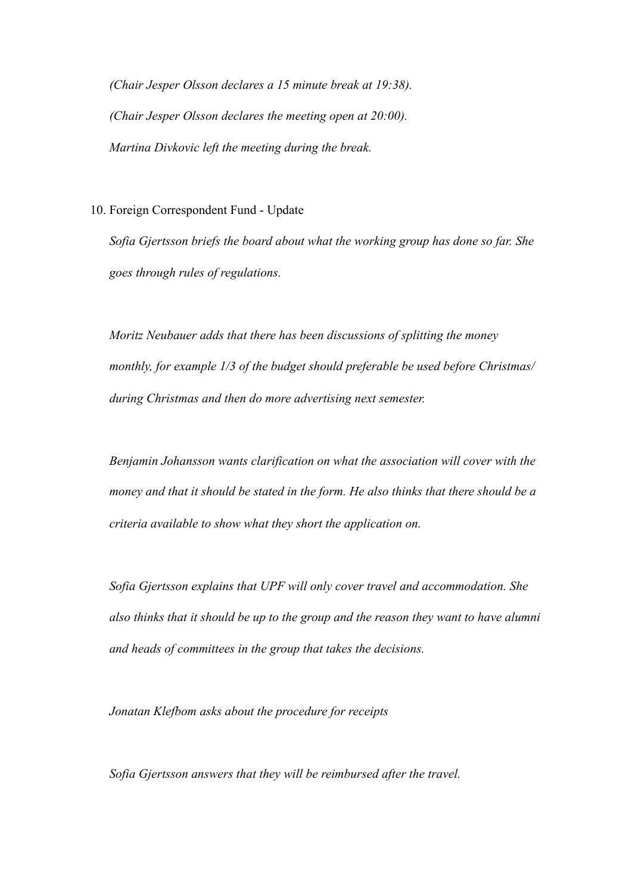*(Chair Jesper Olsson declares a 15 minute break at 19:38).*

*(Chair Jesper Olsson declares the meeting open at 20:00).*

*Martina Divkovic left the meeting during the break.*

10. Foreign Correspondent Fund - Update

*Sofia Gjertsson briefs the board about what the working group has done so far. She goes through rules of regulations.*

*Moritz Neubauer adds that there has been discussions of splitting the money monthly, for example 1/3 of the budget should preferable be used before Christmas/ during Christmas and then do more advertising next semester.*

*Benjamin Johansson wants clarification on what the association will cover with the money and that it should be stated in the form. He also thinks that there should be a criteria available to show what they short the application on.*

*Sofia Gjertsson explains that UPF will only cover travel and accommodation. She also thinks that it should be up to the group and the reason they want to have alumni and heads of committees in the group that takes the decisions.*

*Jonatan Klefbom asks about the procedure for receipts*

*Sofia Gjertsson answers that they will be reimbursed after the travel.*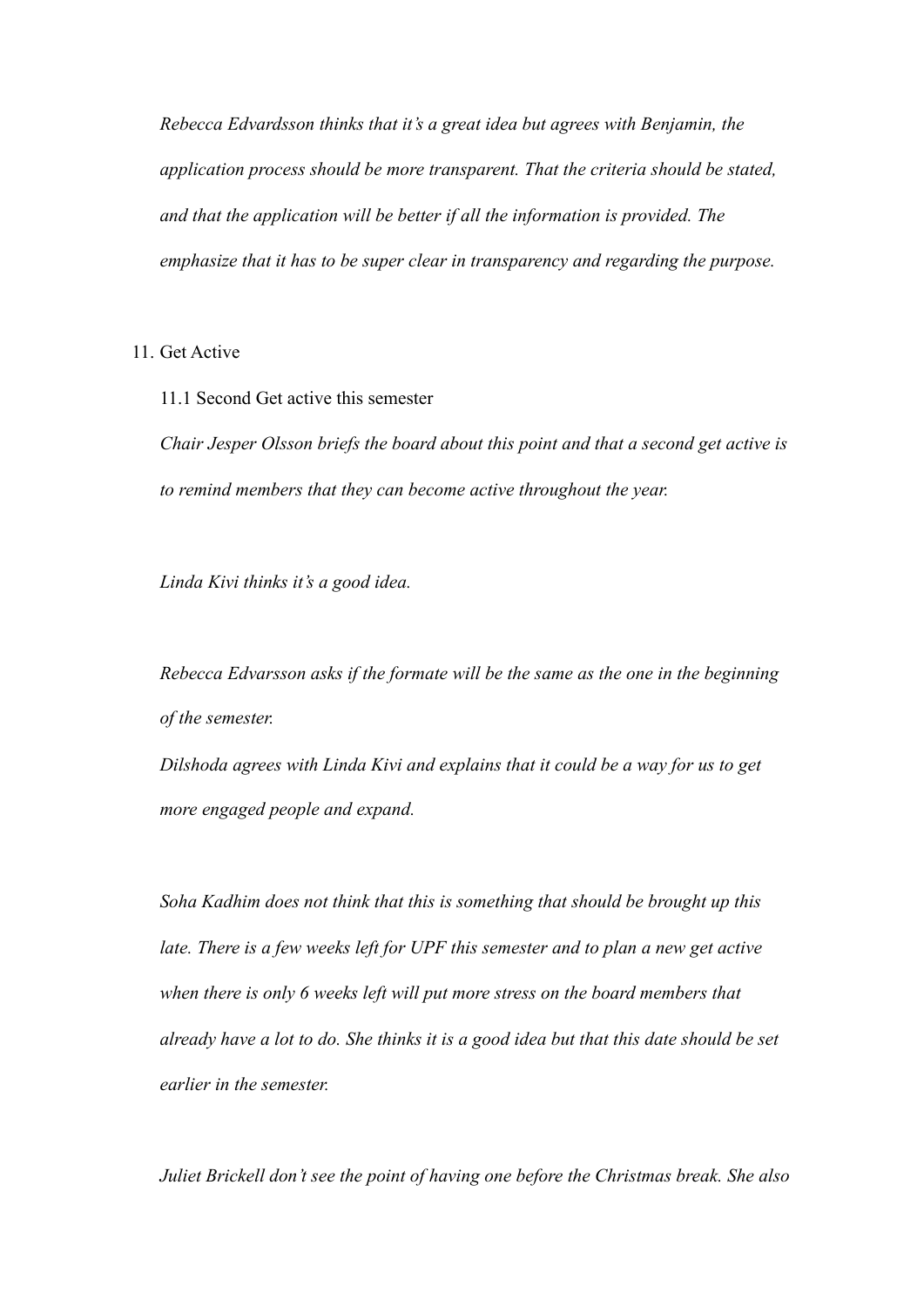*Rebecca Edvardsson thinks that it's a great idea but agrees with Benjamin, the application process should be more transparent. That the criteria should be stated, and that the application will be better if all the information is provided. The emphasize that it has to be super clear in transparency and regarding the purpose.*

11. Get Active

11.1 Second Get active this semester

*Chair Jesper Olsson briefs the board about this point and that a second get active is to remind members that they can become active throughout the year.*

*Linda Kivi thinks it's a good idea.*

*Rebecca Edvarsson asks if the formate will be the same as the one in the beginning of the semester.*

*Dilshoda agrees with Linda Kivi and explains that it could be a way for us to get more engaged people and expand.*

*Soha Kadhim does not think that this is something that should be brought up this late. There is a few weeks left for UPF this semester and to plan a new get active when there is only 6 weeks left will put more stress on the board members that already have a lot to do. She thinks it is a good idea but that this date should be set earlier in the semester.*

*Juliet Brickell don't see the point of having one before the Christmas break. She also*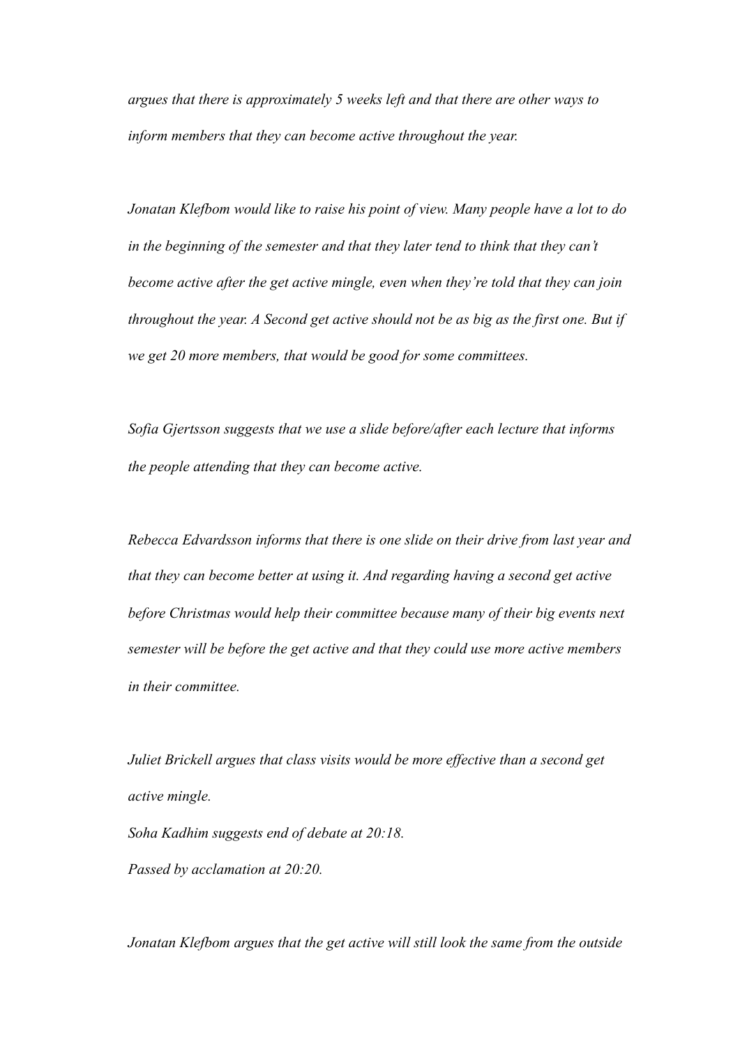*argues that there is approximately 5 weeks left and that there are other ways to inform members that they can become active throughout the year.*

*Jonatan Klefbom would like to raise his point of view. Many people have a lot to do in the beginning of the semester and that they later tend to think that they can't become active after the get active mingle, even when they're told that they can join throughout the year. A Second get active should not be as big as the first one. But if we get 20 more members, that would be good for some committees.*

*Sofia Gjertsson suggests that we use a slide before/after each lecture that informs the people attending that they can become active.*

*Rebecca Edvardsson informs that there is one slide on their drive from last year and that they can become better at using it. And regarding having a second get active before Christmas would help their committee because many of their big events next semester will be before the get active and that they could use more active members in their committee.*

*Juliet Brickell argues that class visits would be more effective than a second get active mingle.*

*Soha Kadhim suggests end of debate at 20:18.*

*Passed by acclamation at 20:20.*

*Jonatan Klefbom argues that the get active will still look the same from the outside*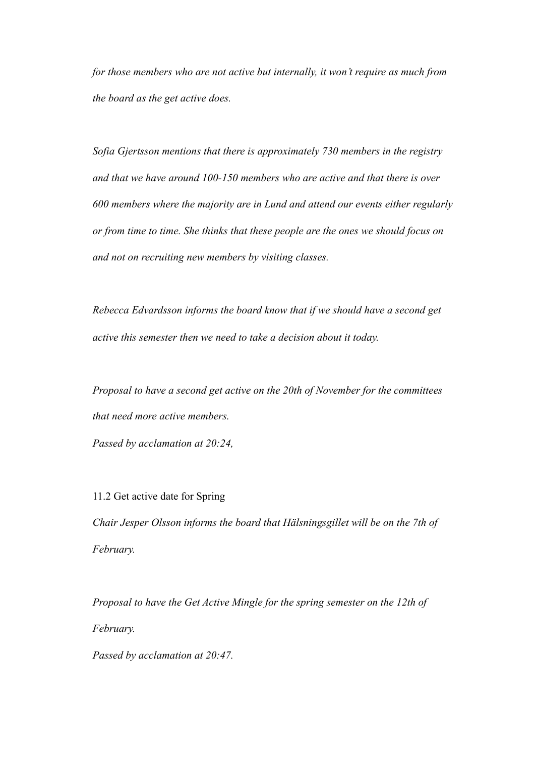*for those members who are not active but internally, it won't require as much from the board as the get active does.*

*Sofia Gjertsson mentions that there is approximately 730 members in the registry and that we have around 100-150 members who are active and that there is over 600 members where the majority are in Lund and attend our events either regularly or from time to time. She thinks that these people are the ones we should focus on and not on recruiting new members by visiting classes.*

*Rebecca Edvardsson informs the board know that if we should have a second get active this semester then we need to take a decision about it today.*

*Proposal to have a second get active on the 20th of November for the committees that need more active members.*
*Passed by acclamation at 20:24,*

11.2 Get active date for Spring

*Chair Jesper Olsson informs the board that Hälsningsgillet will be on the 7th of February.*

*Proposal to have the Get Active Mingle for the spring semester on the 12th of February.*
*Passed by acclamation at 20:47.*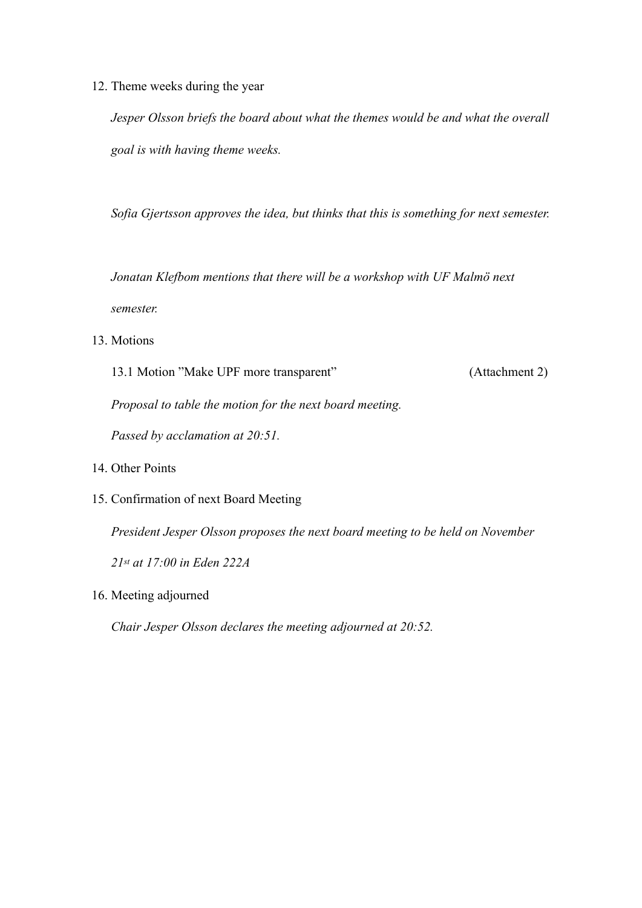12. Theme weeks during the year

    *Jesper Olsson briefs the board about what the themes would be and what the overall goal is with having theme weeks.*

    *Sofia Gjertsson approves the idea, but thinks that this is something for next semester.*

    *Jonatan Klefbom mentions that there will be a workshop with UF Malmö next semester.*

13. Motions

    13.1 Motion ”Make UPF more transparent” (Attachment 2)

    *Proposal to table the motion for the next board meeting.*

    *Passed by acclamation at 20:51.*

14. Other Points

15. Confirmation of next Board Meeting

    *President Jesper Olsson proposes the next board meeting to be held on November 21st at 17:00 in Eden 222A*

16. Meeting adjourned

    *Chair Jesper Olsson declares the meeting adjourned at 20:52.*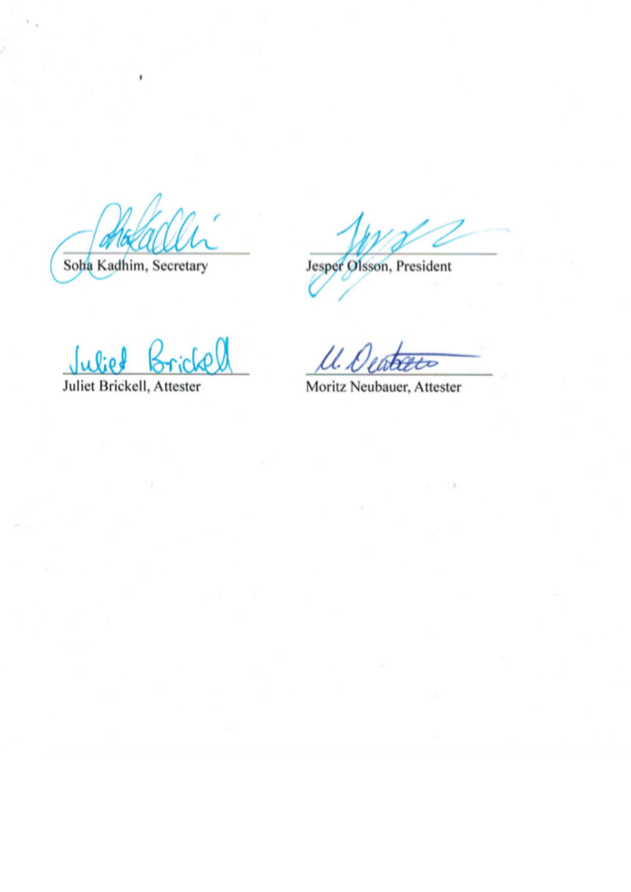Soha Kadhim, Secretary

Jesper Olsson, President

Juliet Brickell, Attester

Moritz Neubauer, Attester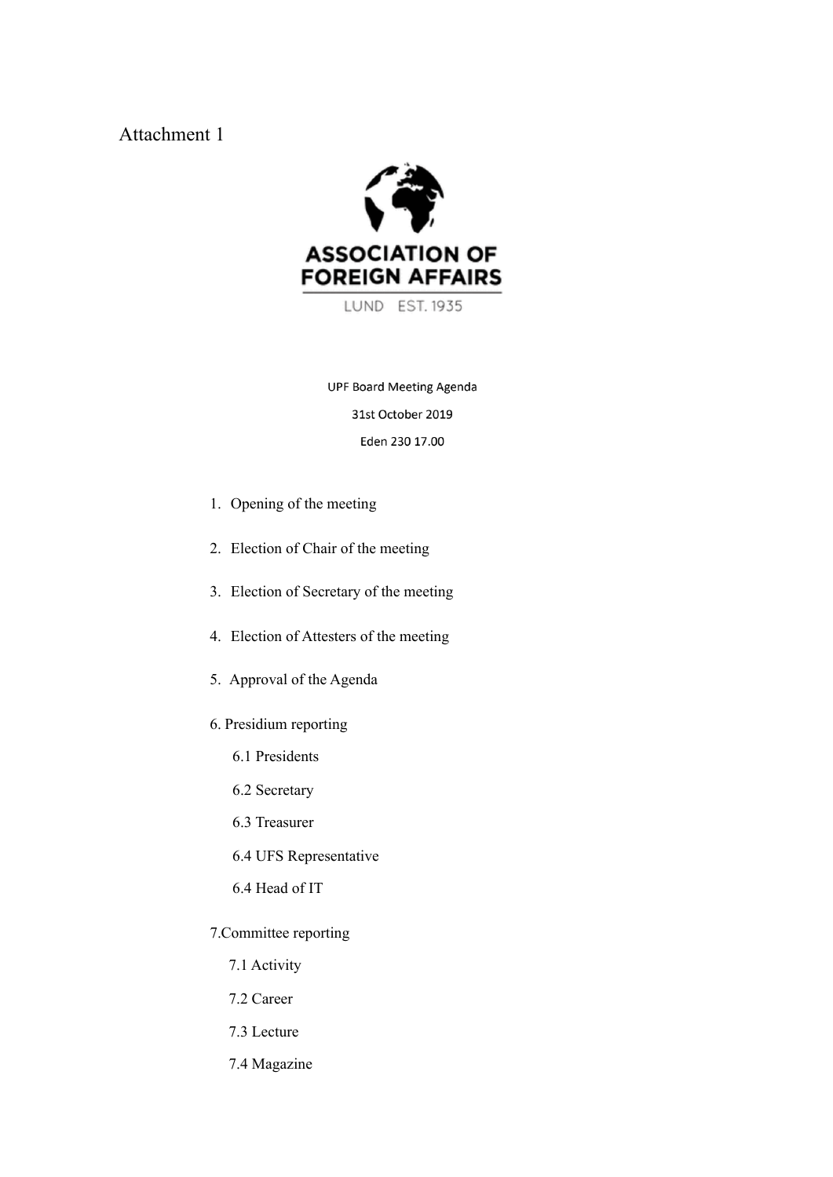Attachment 1

ASSOCIATION OF FOREIGN AFFAIRS

LUND EST. 1935

UPF Board Meeting Agenda

31st October 2019

Eden 230 17.00

1. Opening of the meeting
2. Election of Chair of the meeting
3. Election of Secretary of the meeting
4. Election of Attesters of the meeting
5. Approval of the Agenda

6. Presidium reporting

   6.1 Presidents

   6.2 Secretary

   6.3 Treasurer

   6.4 UFS Representative

   6.4 Head of IT

7.Committee reporting

   7.1 Activity

   7.2 Career

   7.3 Lecture

   7.4 Magazine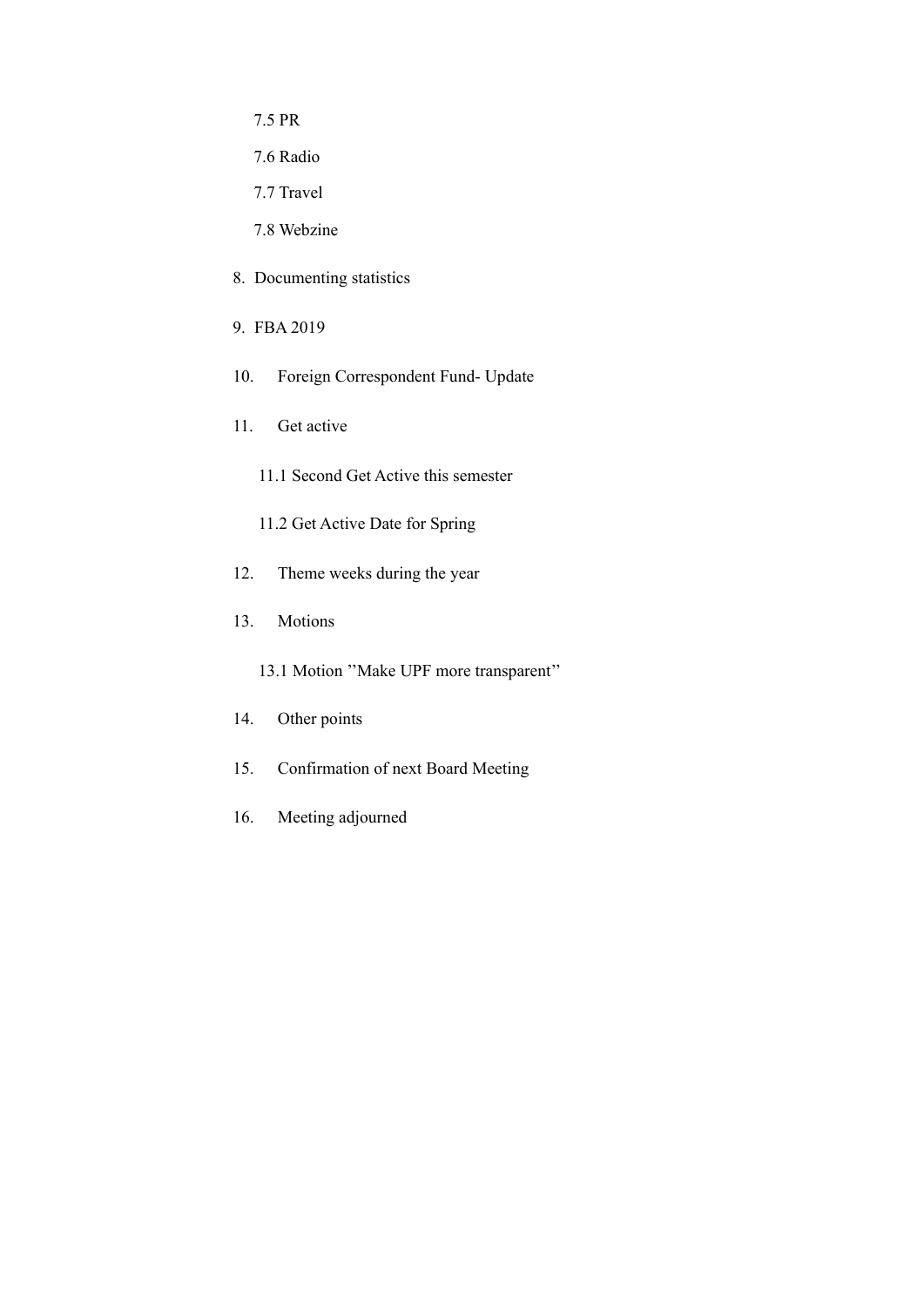7.5 PR

7.6 Radio

7.7 Travel

7.8 Webzine

8. Documenting statistics

9. FBA 2019

10. Foreign Correspondent Fund- Update

11. Get active

   11.1 Second Get Active this semester

   11.2 Get Active Date for Spring

12. Theme weeks during the year

13. Motions

   13.1 Motion ’’Make UPF more transparent’’

14. Other points

15. Confirmation of next Board Meeting

16. Meeting adjourned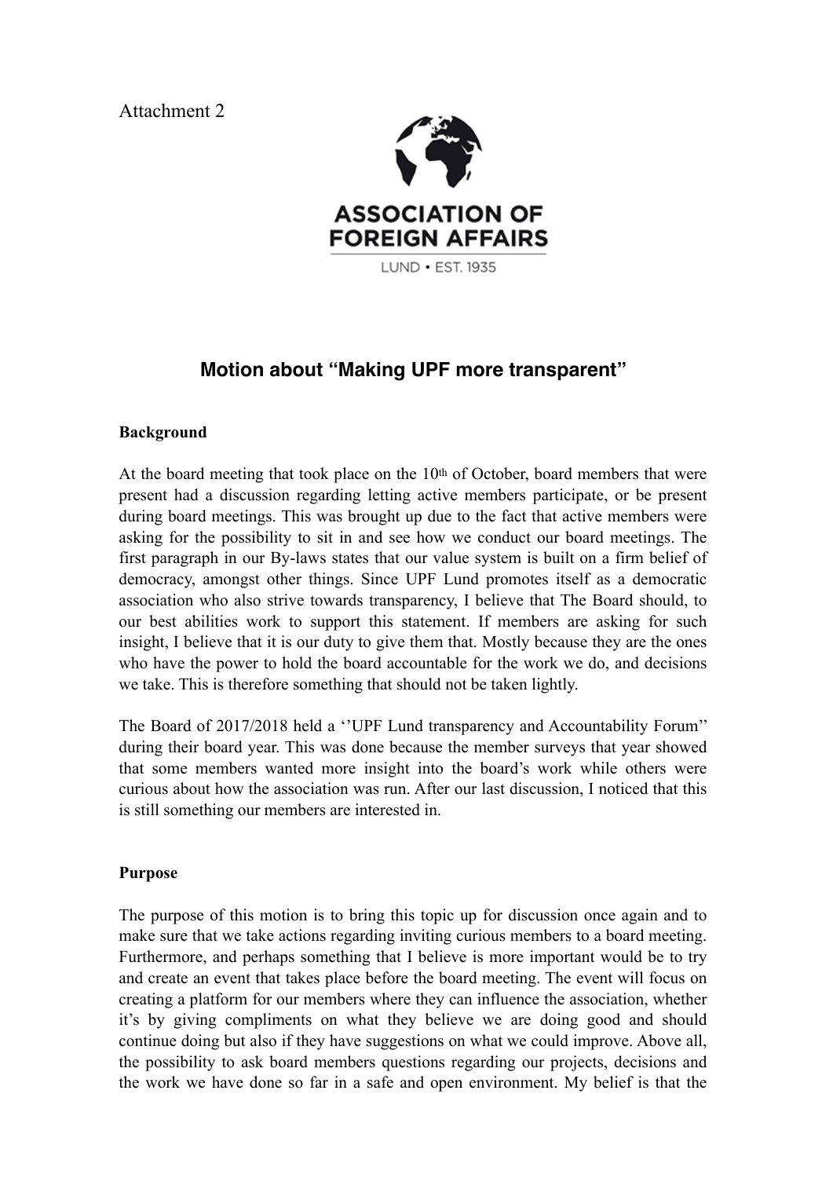Attachment 2

ASSOCIATION OF FOREIGN AFFAIRS

LUND • EST. 1935

## Motion about "Making UPF more transparent"

**Background**

At the board meeting that took place on the 10th of October, board members that were present had a discussion regarding letting active members participate, or be present during board meetings. This was brought up due to the fact that active members were asking for the possibility to sit in and see how we conduct our board meetings. The first paragraph in our By-laws states that our value system is built on a firm belief of democracy, amongst other things. Since UPF Lund promotes itself as a democratic association who also strive towards transparency, I believe that The Board should, to our best abilities work to support this statement. If members are asking for such insight, I believe that it is our duty to give them that. Mostly because they are the ones who have the power to hold the board accountable for the work we do, and decisions we take. This is therefore something that should not be taken lightly.

The Board of 2017/2018 held a ''UPF Lund transparency and Accountability Forum'' during their board year. This was done because the member surveys that year showed that some members wanted more insight into the board's work while others were curious about how the association was run. After our last discussion, I noticed that this is still something our members are interested in.

**Purpose**

The purpose of this motion is to bring this topic up for discussion once again and to make sure that we take actions regarding inviting curious members to a board meeting. Furthermore, and perhaps something that I believe is more important would be to try and create an event that takes place before the board meeting. The event will focus on creating a platform for our members where they can influence the association, whether it's by giving compliments on what they believe we are doing good and should continue doing but also if they have suggestions on what we could improve. Above all, the possibility to ask board members questions regarding our projects, decisions and the work we have done so far in a safe and open environment. My belief is that the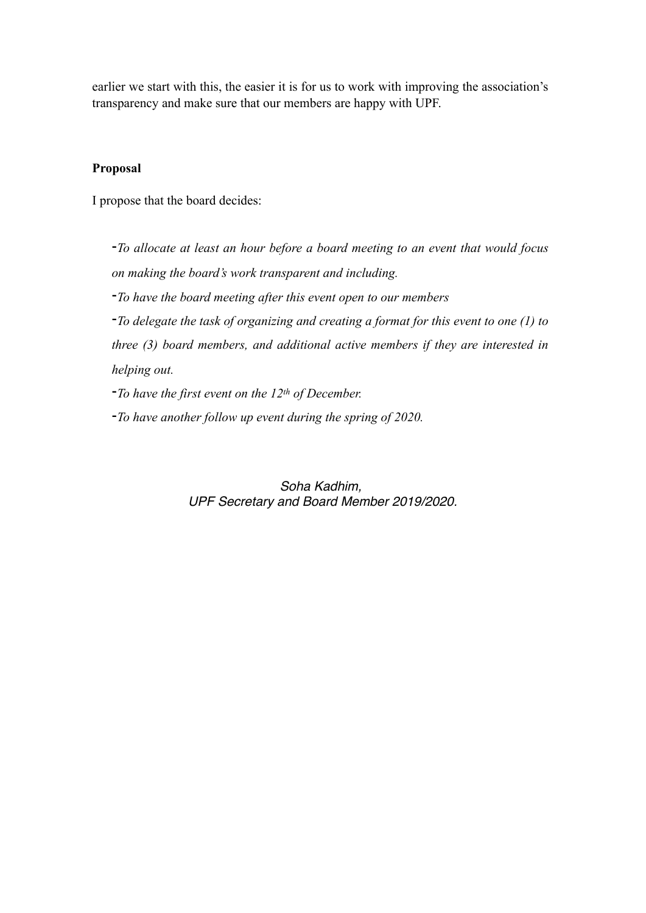earlier we start with this, the easier it is for us to work with improving the association's transparency and make sure that our members are happy with UPF.

**Proposal**

I propose that the board decides:

-*To allocate at least an hour before a board meeting to an event that would focus on making the board's work transparent and including.*

-*To have the board meeting after this event open to our members*

-*To delegate the task of organizing and creating a format for this event to one (1) to three (3) board members, and additional active members if they are interested in helping out.*

-*To have the first event on the 12th of December.*

-*To have another follow up event during the spring of 2020.*

*Soha Kadhim,*
*UPF Secretary and Board Member 2019/2020.*